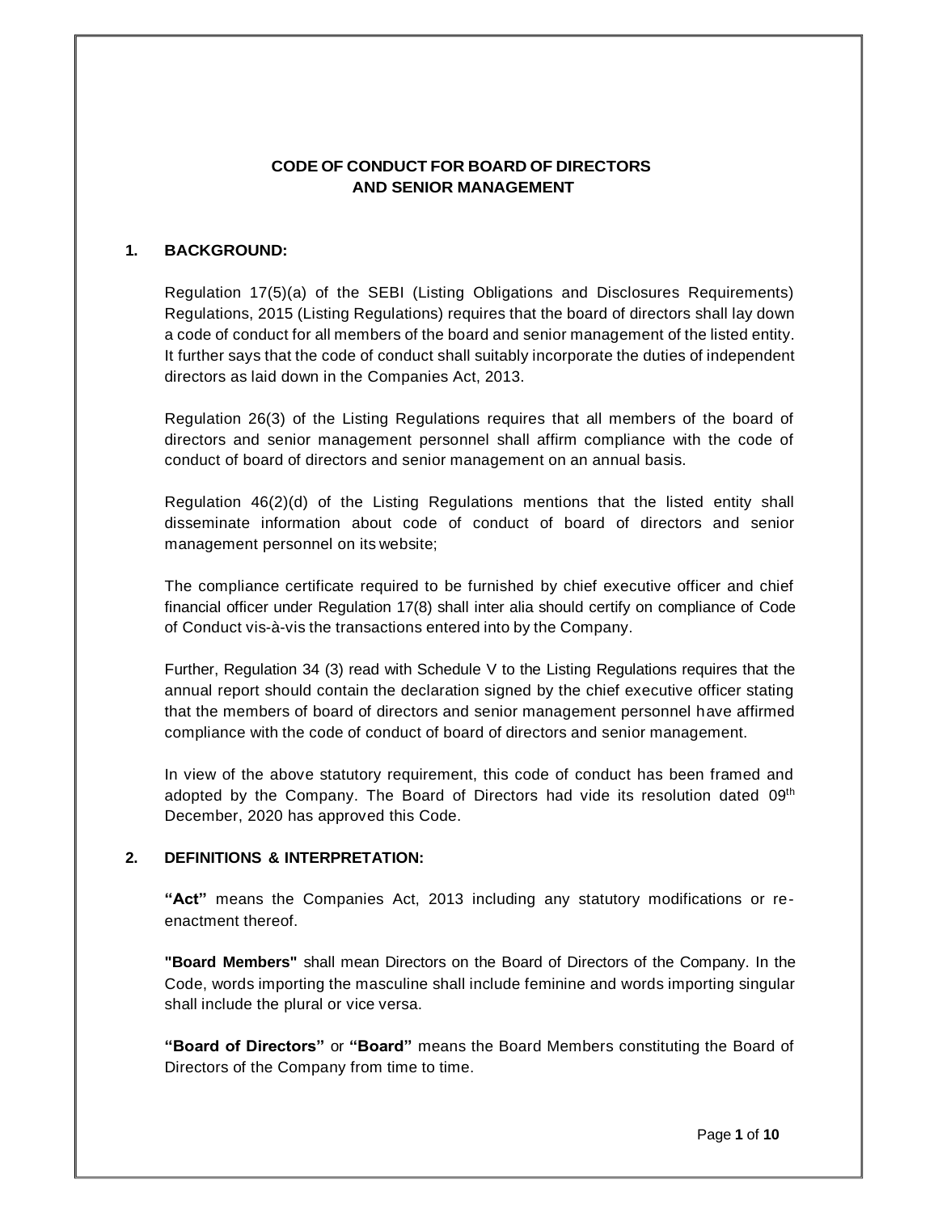# CODE OF CONDUCT FOR BOARD OF DIRECTORS AND SENIOR MANAGEMENT

## 1. BACKGROUND:

Regulation 17(5)(a) of the SEBI (Listing Obligations and Disclosures Requirements) Regulations, 2015 (Listing Regulations) requires that the board of directors shall lay down a code of conduct for all members of the board and senior management of the listed entity. It further says that the code of conduct shall suitably incorporate the duties of independent directors as laid down in the Companies Act, 2013.

Regulation 26(3) of the Listing Regulations requires that all members of the board of directors and senior management personnel shall affirm compliance with the code of conduct of board of directors and senior management on an annual basis.

Regulation 46(2)(d) of the Listing Regulations mentions that the listed entity shall disseminate information about code of conduct of board of directors and senior management personnel on its website;

The compliance certificate required to be furnished by chief executive officer and chief financial officer under Regulation 17(8) shall inter alia should certify on compliance of Code of Conduct vis-à-vis the transactions entered into by the Company.

Further, Regulation 34 (3) read with Schedule V to the Listing Regulations requires that the annual report should contain the declaration signed by the chief executive officer stating that the members of board of directors and senior management personnel have affirmed compliance with the code of conduct of board of directors and senior management.

In view of the above statutory requirement, this code of conduct has been framed and adopted by the Company. The Board of Directors had vide its resolution dated 09th December, 2020 has approved this Code.

## 2. DEFINITIONS & INTERPRETATION:

**"Act"** means the Companies Act, 2013 including any statutory modifications or re-enactment thereof.

**"Board Members"** shall mean Directors on the Board of Directors of the Company. In the Code, words importing the masculine shall include feminine and words importing singular shall include the plural or vice versa.

**"Board of Directors"** or **"Board"** means the Board Members constituting the Board of Directors of the Company from time to time.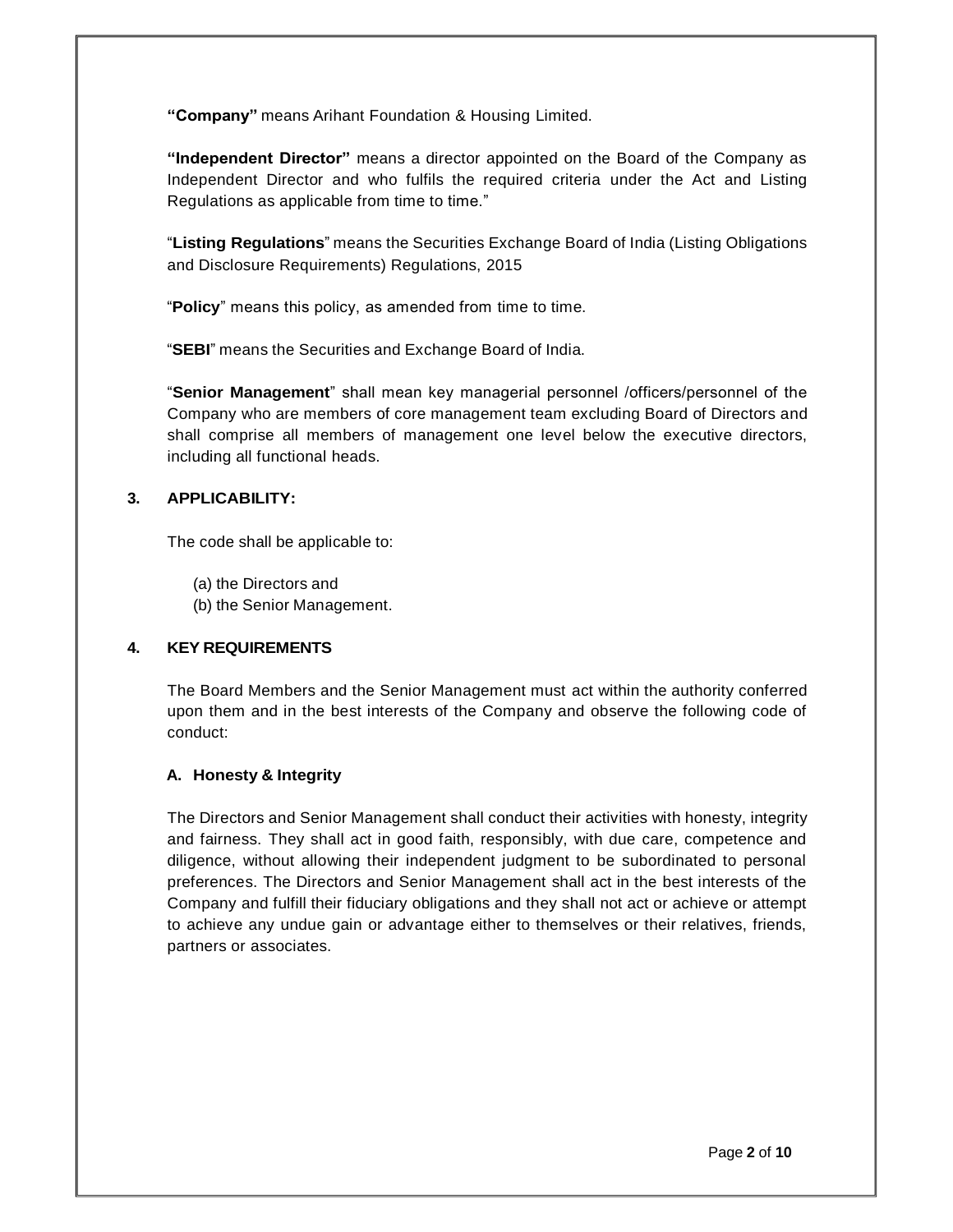**"Company"** means Arihant Foundation & Housing Limited.

**"Independent Director"** means a director appointed on the Board of the Company as Independent Director and who fulfils the required criteria under the Act and Listing Regulations as applicable from time to time."

"**Listing Regulations**" means the Securities Exchange Board of India (Listing Obligations and Disclosure Requirements) Regulations, 2015

"**Policy**" means this policy, as amended from time to time.

"**SEBI**" means the Securities and Exchange Board of India.

"**Senior Management**" shall mean key managerial personnel /officers/personnel of the Company who are members of core management team excluding Board of Directors and shall comprise all members of management one level below the executive directors, including all functional heads.

## 3. APPLICABILITY:

The code shall be applicable to:

(a) the Directors and
(b) the Senior Management.

## 4. KEY REQUIREMENTS

The Board Members and the Senior Management must act within the authority conferred upon them and in the best interests of the Company and observe the following code of conduct:

### A. Honesty & Integrity

The Directors and Senior Management shall conduct their activities with honesty, integrity and fairness. They shall act in good faith, responsibly, with due care, competence and diligence, without allowing their independent judgment to be subordinated to personal preferences. The Directors and Senior Management shall act in the best interests of the Company and fulfill their fiduciary obligations and they shall not act or achieve or attempt to achieve any undue gain or advantage either to themselves or their relatives, friends, partners or associates.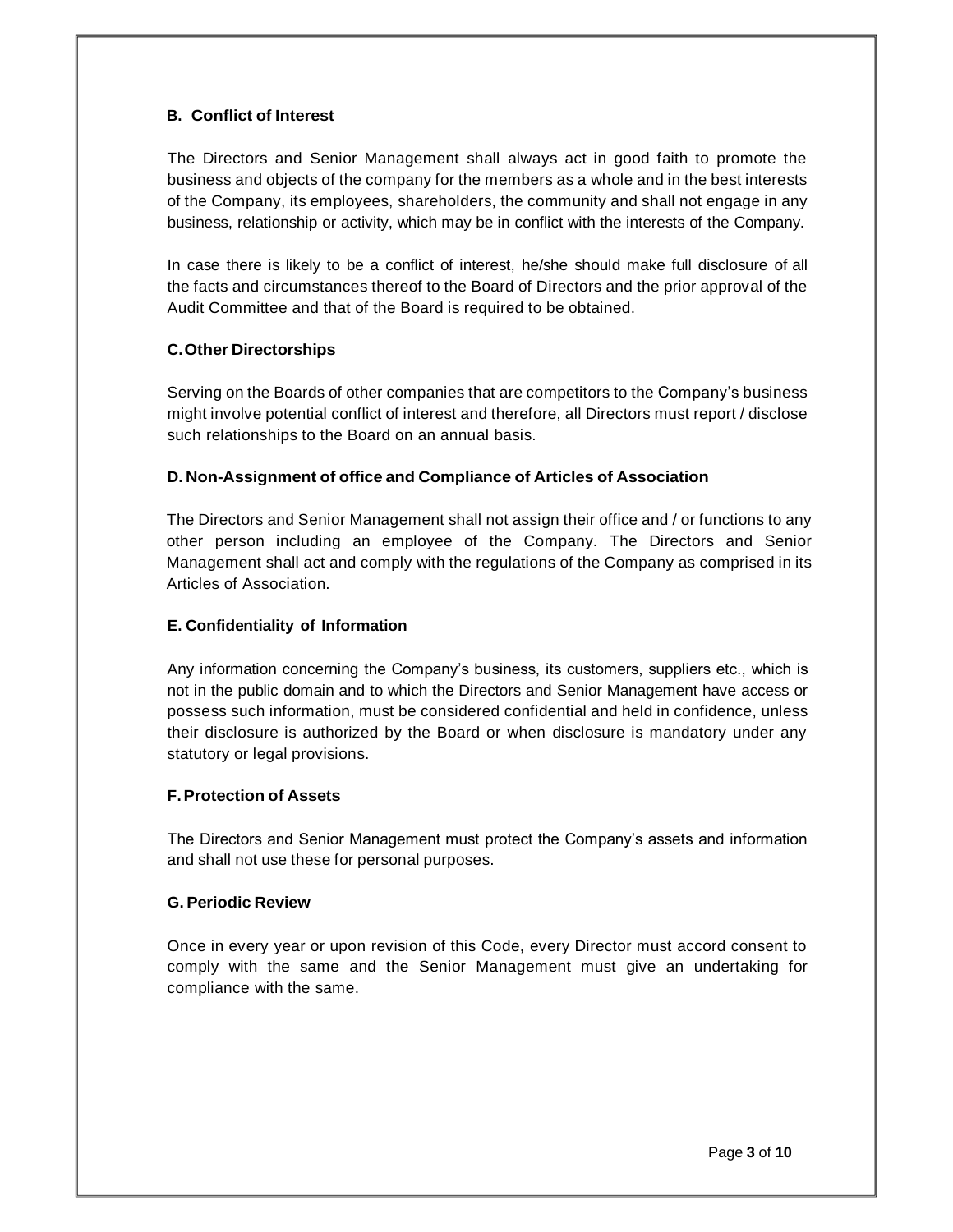### B. Conflict of Interest

The Directors and Senior Management shall always act in good faith to promote the business and objects of the company for the members as a whole and in the best interests of the Company, its employees, shareholders, the community and shall not engage in any business, relationship or activity, which may be in conflict with the interests of the Company.

In case there is likely to be a conflict of interest, he/she should make full disclosure of all the facts and circumstances thereof to the Board of Directors and the prior approval of the Audit Committee and that of the Board is required to be obtained.

### C. Other Directorships

Serving on the Boards of other companies that are competitors to the Company's business might involve potential conflict of interest and therefore, all Directors must report / disclose such relationships to the Board on an annual basis.

### D. Non-Assignment of office and Compliance of Articles of Association

The Directors and Senior Management shall not assign their office and / or functions to any other person including an employee of the Company. The Directors and Senior Management shall act and comply with the regulations of the Company as comprised in its Articles of Association.

### E. Confidentiality of Information

Any information concerning the Company's business, its customers, suppliers etc., which is not in the public domain and to which the Directors and Senior Management have access or possess such information, must be considered confidential and held in confidence, unless their disclosure is authorized by the Board or when disclosure is mandatory under any statutory or legal provisions.

### F. Protection of Assets

The Directors and Senior Management must protect the Company's assets and information and shall not use these for personal purposes.

### G. Periodic Review

Once in every year or upon revision of this Code, every Director must accord consent to comply with the same and the Senior Management must give an undertaking for compliance with the same.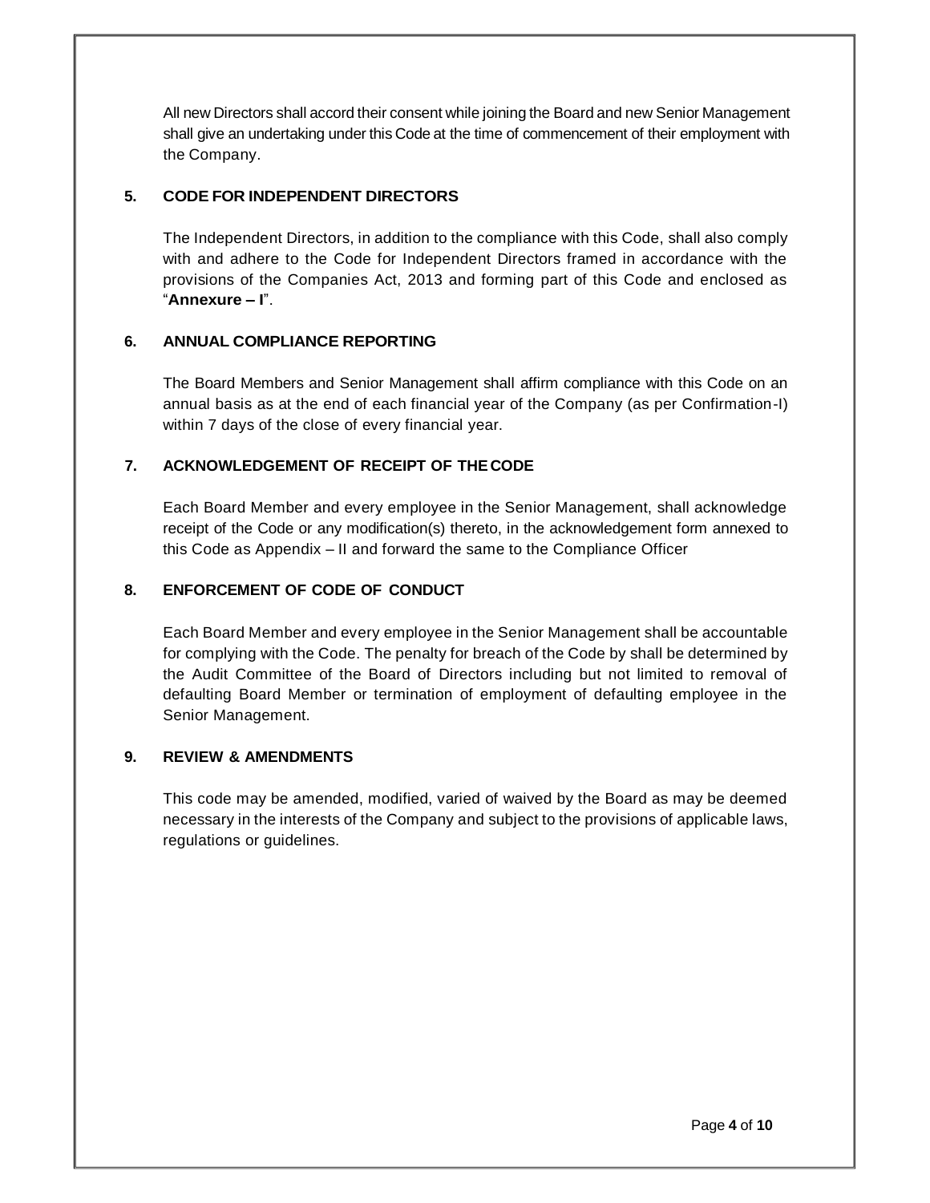All new Directors shall accord their consent while joining the Board and new Senior Management shall give an undertaking under this Code at the time of commencement of their employment with the Company.

## 5. CODE FOR INDEPENDENT DIRECTORS

The Independent Directors, in addition to the compliance with this Code, shall also comply with and adhere to the Code for Independent Directors framed in accordance with the provisions of the Companies Act, 2013 and forming part of this Code and enclosed as "**Annexure – I**".

## 6. ANNUAL COMPLIANCE REPORTING

The Board Members and Senior Management shall affirm compliance with this Code on an annual basis as at the end of each financial year of the Company (as per Confirmation-I) within 7 days of the close of every financial year.

## 7. ACKNOWLEDGEMENT OF RECEIPT OF THE CODE

Each Board Member and every employee in the Senior Management, shall acknowledge receipt of the Code or any modification(s) thereto, in the acknowledgement form annexed to this Code as Appendix – II and forward the same to the Compliance Officer

## 8. ENFORCEMENT OF CODE OF CONDUCT

Each Board Member and every employee in the Senior Management shall be accountable for complying with the Code. The penalty for breach of the Code by shall be determined by the Audit Committee of the Board of Directors including but not limited to removal of defaulting Board Member or termination of employment of defaulting employee in the Senior Management.

## 9. REVIEW & AMENDMENTS

This code may be amended, modified, varied of waived by the Board as may be deemed necessary in the interests of the Company and subject to the provisions of applicable laws, regulations or guidelines.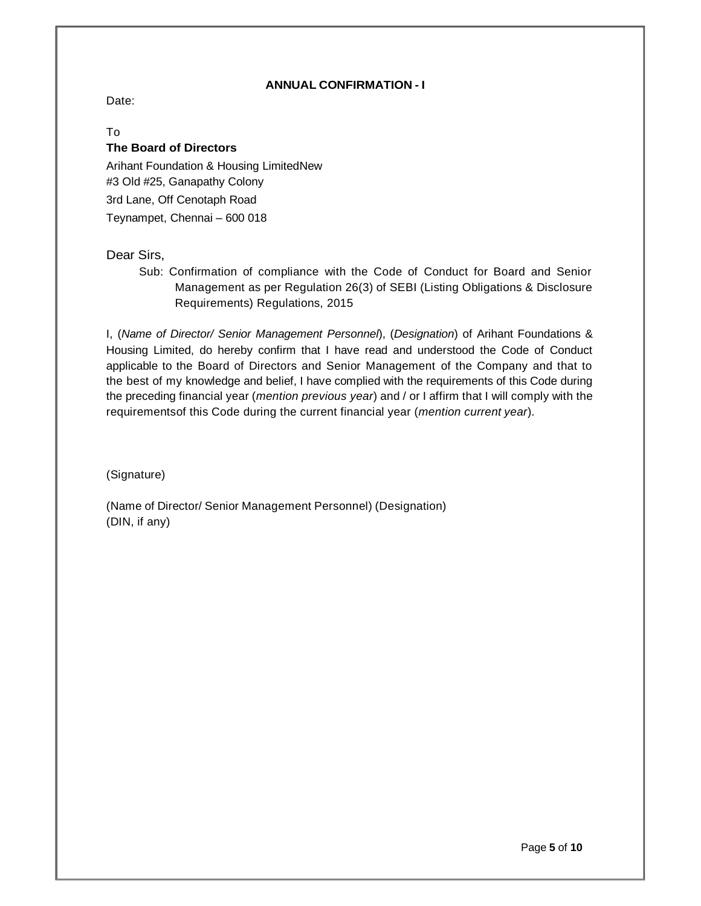**ANNUAL CONFIRMATION - I**

Date:

To

**The Board of Directors**

Arihant Foundation & Housing LimitedNew
#3 Old #25, Ganapathy Colony
3rd Lane, Off Cenotaph Road
Teynampet, Chennai – 600 018

Dear Sirs,

Sub: Confirmation of compliance with the Code of Conduct for Board and Senior Management as per Regulation 26(3) of SEBI (Listing Obligations & Disclosure Requirements) Regulations, 2015

I, (*Name of Director/ Senior Management Personnel*), (*Designation*) of Arihant Foundations & Housing Limited, do hereby confirm that I have read and understood the Code of Conduct applicable to the Board of Directors and Senior Management of the Company and that to the best of my knowledge and belief, I have complied with the requirements of this Code during the preceding financial year (*mention previous year*) and / or I affirm that I will comply with the requirementsof this Code during the current financial year (*mention current year*).

(Signature)

(Name of Director/ Senior Management Personnel) (Designation)
(DIN, if any)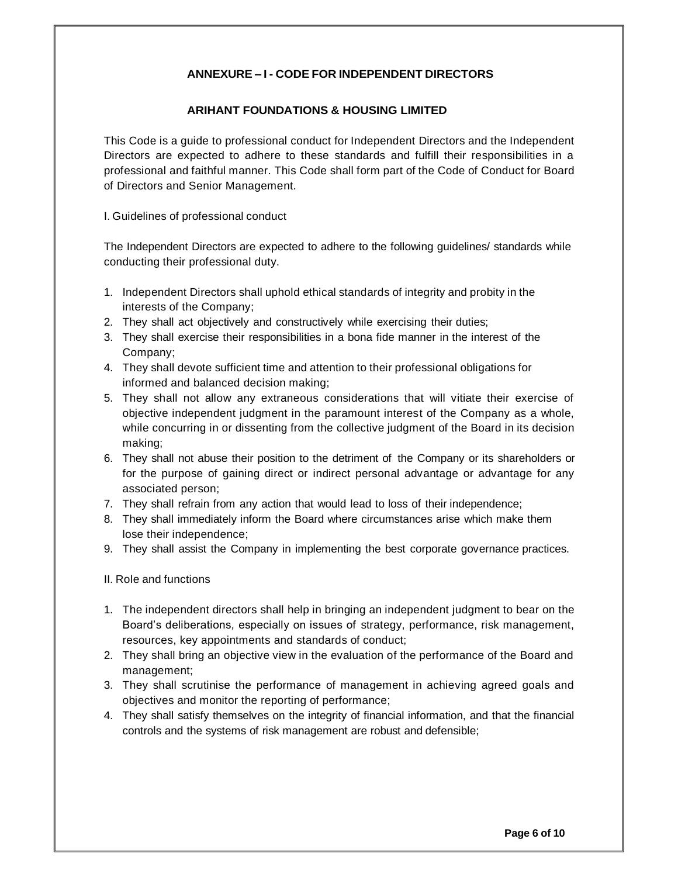## ANNEXURE – I - CODE FOR INDEPENDENT DIRECTORS

## ARIHANT FOUNDATIONS & HOUSING LIMITED

This Code is a guide to professional conduct for Independent Directors and the Independent Directors are expected to adhere to these standards and fulfill their responsibilities in a professional and faithful manner. This Code shall form part of the Code of Conduct for Board of Directors and Senior Management.

I. Guidelines of professional conduct

The Independent Directors are expected to adhere to the following guidelines/ standards while conducting their professional duty.

1. Independent Directors shall uphold ethical standards of integrity and probity in the interests of the Company;
2. They shall act objectively and constructively while exercising their duties;
3. They shall exercise their responsibilities in a bona fide manner in the interest of the Company;
4. They shall devote sufficient time and attention to their professional obligations for informed and balanced decision making;
5. They shall not allow any extraneous considerations that will vitiate their exercise of objective independent judgment in the paramount interest of the Company as a whole, while concurring in or dissenting from the collective judgment of the Board in its decision making;
6. They shall not abuse their position to the detriment of the Company or its shareholders or for the purpose of gaining direct or indirect personal advantage or advantage for any associated person;
7. They shall refrain from any action that would lead to loss of their independence;
8. They shall immediately inform the Board where circumstances arise which make them lose their independence;
9. They shall assist the Company in implementing the best corporate governance practices.

II. Role and functions

1. The independent directors shall help in bringing an independent judgment to bear on the Board's deliberations, especially on issues of strategy, performance, risk management, resources, key appointments and standards of conduct;
2. They shall bring an objective view in the evaluation of the performance of the Board and management;
3. They shall scrutinise the performance of management in achieving agreed goals and objectives and monitor the reporting of performance;
4. They shall satisfy themselves on the integrity of financial information, and that the financial controls and the systems of risk management are robust and defensible;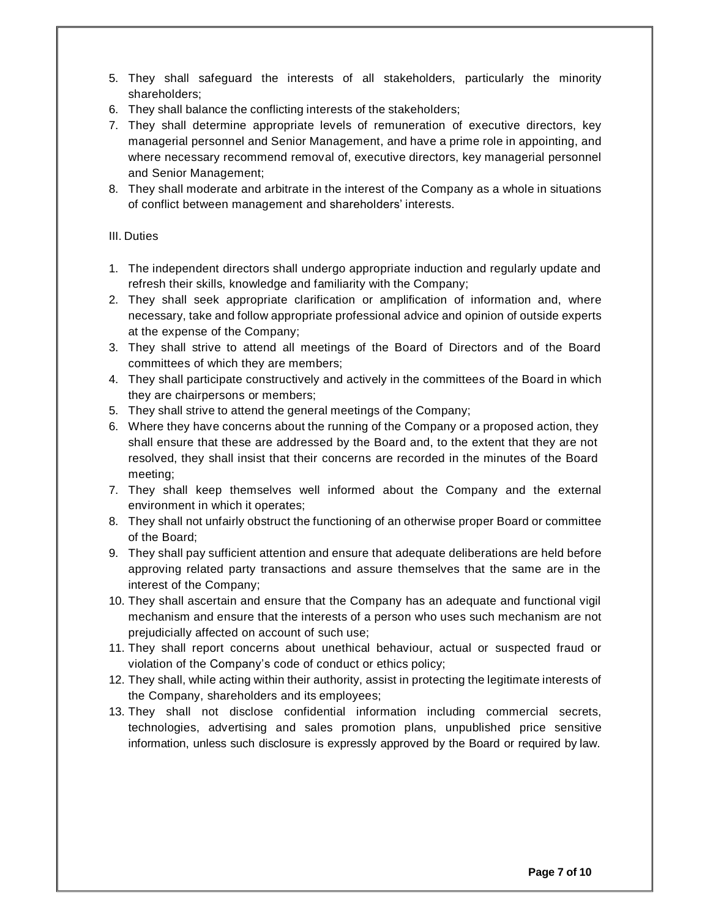5. They shall safeguard the interests of all stakeholders, particularly the minority shareholders;
6. They shall balance the conflicting interests of the stakeholders;
7. They shall determine appropriate levels of remuneration of executive directors, key managerial personnel and Senior Management, and have a prime role in appointing, and where necessary recommend removal of, executive directors, key managerial personnel and Senior Management;
8. They shall moderate and arbitrate in the interest of the Company as a whole in situations of conflict between management and shareholders' interests.

III. Duties

1. The independent directors shall undergo appropriate induction and regularly update and refresh their skills, knowledge and familiarity with the Company;
2. They shall seek appropriate clarification or amplification of information and, where necessary, take and follow appropriate professional advice and opinion of outside experts at the expense of the Company;
3. They shall strive to attend all meetings of the Board of Directors and of the Board committees of which they are members;
4. They shall participate constructively and actively in the committees of the Board in which they are chairpersons or members;
5. They shall strive to attend the general meetings of the Company;
6. Where they have concerns about the running of the Company or a proposed action, they shall ensure that these are addressed by the Board and, to the extent that they are not resolved, they shall insist that their concerns are recorded in the minutes of the Board meeting;
7. They shall keep themselves well informed about the Company and the external environment in which it operates;
8. They shall not unfairly obstruct the functioning of an otherwise proper Board or committee of the Board;
9. They shall pay sufficient attention and ensure that adequate deliberations are held before approving related party transactions and assure themselves that the same are in the interest of the Company;
10. They shall ascertain and ensure that the Company has an adequate and functional vigil mechanism and ensure that the interests of a person who uses such mechanism are not prejudicially affected on account of such use;
11. They shall report concerns about unethical behaviour, actual or suspected fraud or violation of the Company's code of conduct or ethics policy;
12. They shall, while acting within their authority, assist in protecting the legitimate interests of the Company, shareholders and its employees;
13. They shall not disclose confidential information including commercial secrets, technologies, advertising and sales promotion plans, unpublished price sensitive information, unless such disclosure is expressly approved by the Board or required by law.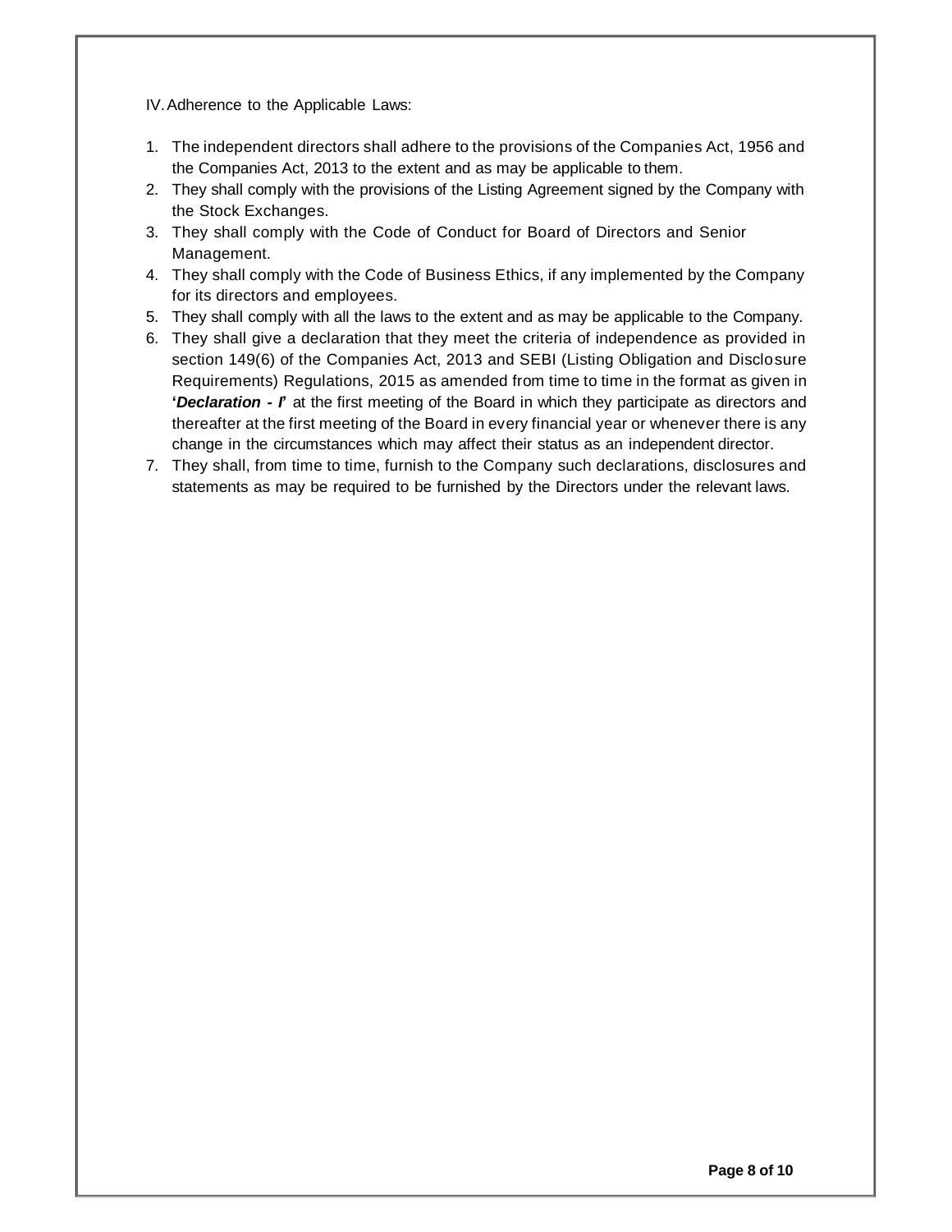IV. Adherence to the Applicable Laws:

1. The independent directors shall adhere to the provisions of the Companies Act, 1956 and the Companies Act, 2013 to the extent and as may be applicable to them.
2. They shall comply with the provisions of the Listing Agreement signed by the Company with the Stock Exchanges.
3. They shall comply with the Code of Conduct for Board of Directors and Senior Management.
4. They shall comply with the Code of Business Ethics, if any implemented by the Company for its directors and employees.
5. They shall comply with all the laws to the extent and as may be applicable to the Company.
6. They shall give a declaration that they meet the criteria of independence as provided in section 149(6) of the Companies Act, 2013 and SEBI (Listing Obligation and Disclosure Requirements) Regulations, 2015 as amended from time to time in the format as given in **'*Declaration - I*'** at the first meeting of the Board in which they participate as directors and thereafter at the first meeting of the Board in every financial year or whenever there is any change in the circumstances which may affect their status as an independent director.
7. They shall, from time to time, furnish to the Company such declarations, disclosures and statements as may be required to be furnished by the Directors under the relevant laws.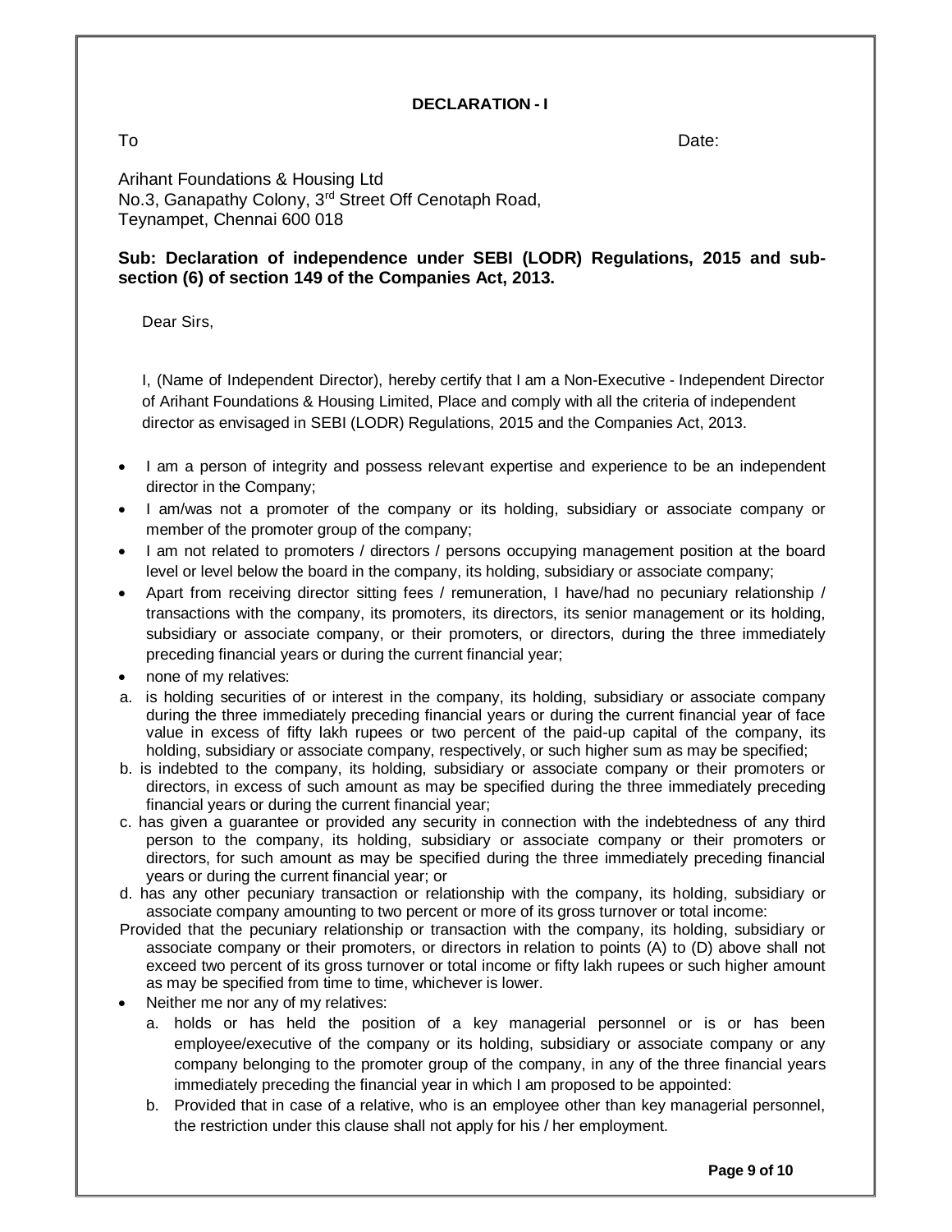**DECLARATION - I**

To Date:

Arihant Foundations & Housing Ltd
No.3, Ganapathy Colony, 3rd Street Off Cenotaph Road,
Teynampet, Chennai 600 018

**Sub: Declaration of independence under SEBI (LODR) Regulations, 2015 and sub-section (6) of section 149 of the Companies Act, 2013.**

Dear Sirs,

I, (Name of Independent Director), hereby certify that I am a Non-Executive - Independent Director of Arihant Foundations & Housing Limited, Place and comply with all the criteria of independent director as envisaged in SEBI (LODR) Regulations, 2015 and the Companies Act, 2013.

- I am a person of integrity and possess relevant expertise and experience to be an independent director in the Company;
- I am/was not a promoter of the company or its holding, subsidiary or associate company or member of the promoter group of the company;
- I am not related to promoters / directors / persons occupying management position at the board level or level below the board in the company, its holding, subsidiary or associate company;
- Apart from receiving director sitting fees / remuneration, I have/had no pecuniary relationship / transactions with the company, its promoters, its directors, its senior management or its holding, subsidiary or associate company, or their promoters, or directors, during the three immediately preceding financial years or during the current financial year;
- none of my relatives:

a. is holding securities of or interest in the company, its holding, subsidiary or associate company during the three immediately preceding financial years or during the current financial year of face value in excess of fifty lakh rupees or two percent of the paid-up capital of the company, its holding, subsidiary or associate company, respectively, or such higher sum as may be specified;

b. is indebted to the company, its holding, subsidiary or associate company or their promoters or directors, in excess of such amount as may be specified during the three immediately preceding financial years or during the current financial year;

c. has given a guarantee or provided any security in connection with the indebtedness of any third person to the company, its holding, subsidiary or associate company or their promoters or directors, for such amount as may be specified during the three immediately preceding financial years or during the current financial year; or

d. has any other pecuniary transaction or relationship with the company, its holding, subsidiary or associate company amounting to two percent or more of its gross turnover or total income:

Provided that the pecuniary relationship or transaction with the company, its holding, subsidiary or associate company or their promoters, or directors in relation to points (A) to (D) above shall not exceed two percent of its gross turnover or total income or fifty lakh rupees or such higher amount as may be specified from time to time, whichever is lower.

- Neither me nor any of my relatives:
    a. holds or has held the position of a key managerial personnel or is or has been employee/executive of the company or its holding, subsidiary or associate company or any company belonging to the promoter group of the company, in any of the three financial years immediately preceding the financial year in which I am proposed to be appointed:
    b. Provided that in case of a relative, who is an employee other than key managerial personnel, the restriction under this clause shall not apply for his / her employment.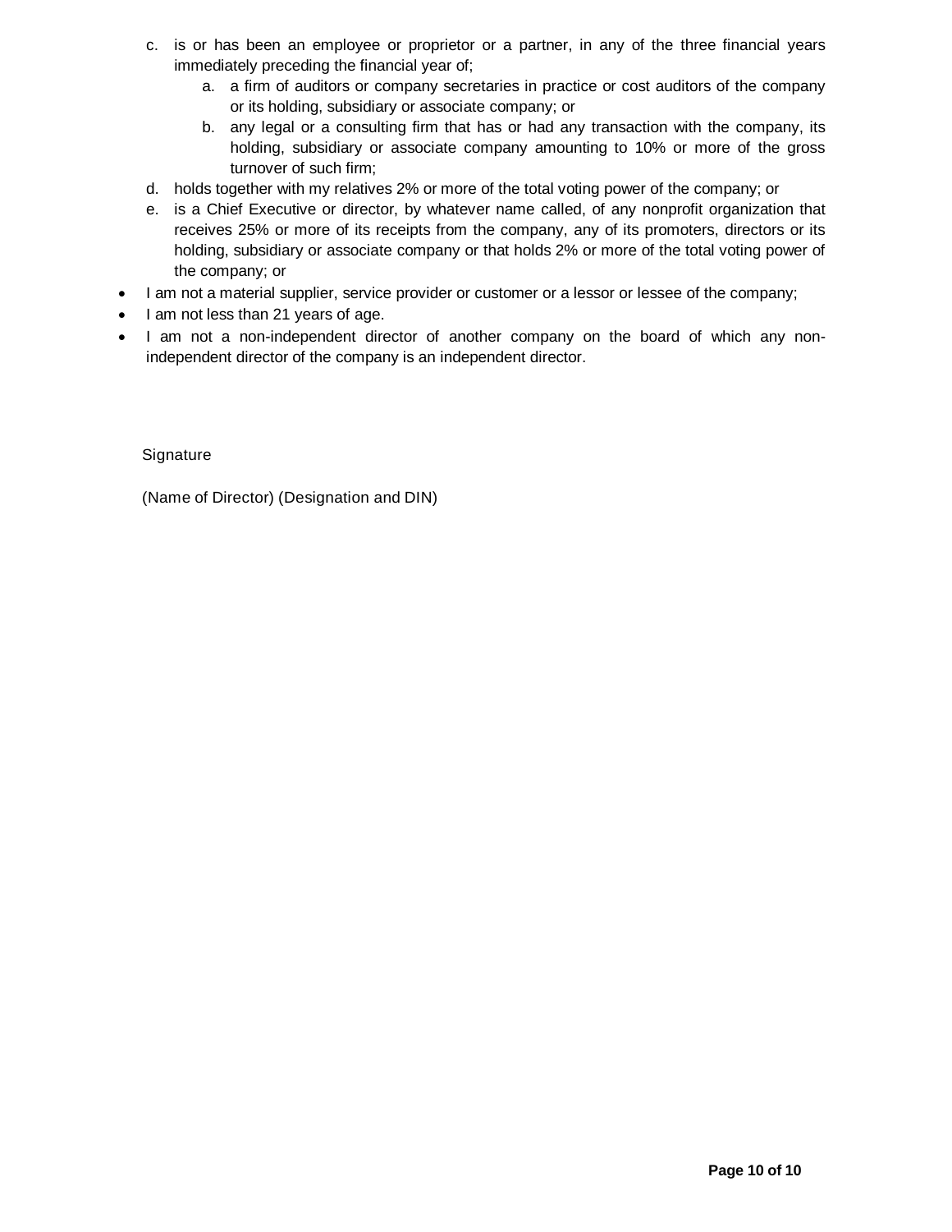c. is or has been an employee or proprietor or a partner, in any of the three financial years immediately preceding the financial year of;
   a. a firm of auditors or company secretaries in practice or cost auditors of the company or its holding, subsidiary or associate company; or
   b. any legal or a consulting firm that has or had any transaction with the company, its holding, subsidiary or associate company amounting to 10% or more of the gross turnover of such firm;
d. holds together with my relatives 2% or more of the total voting power of the company; or
e. is a Chief Executive or director, by whatever name called, of any nonprofit organization that receives 25% or more of its receipts from the company, any of its promoters, directors or its holding, subsidiary or associate company or that holds 2% or more of the total voting power of the company; or

- I am not a material supplier, service provider or customer or a lessor or lessee of the company;
- I am not less than 21 years of age.
- I am not a non-independent director of another company on the board of which any non-independent director of the company is an independent director.

Signature

(Name of Director) (Designation and DIN)